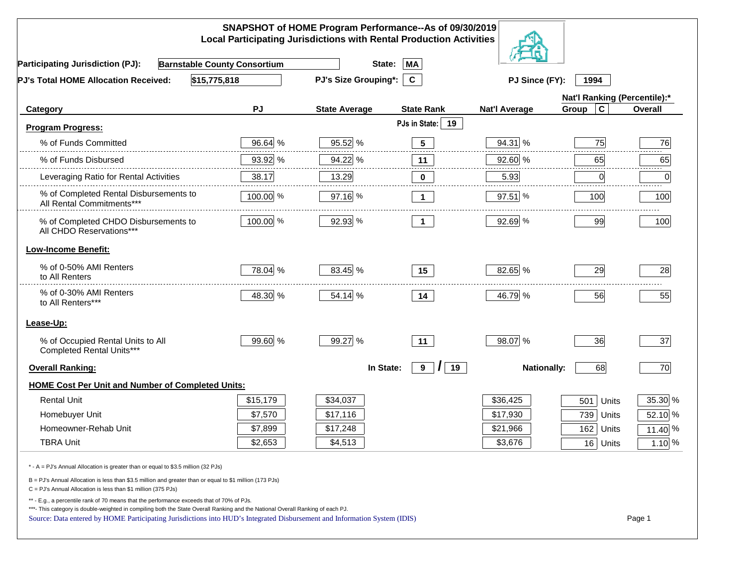# SNAPSHOT of HOME Program Performance--As of 09/30/2019
## Local Participating Jurisdictions with Rental Production Activities

**Participating Jurisdiction (PJ):** Barnstable County Consortium **State:** MA

**PJ's Total HOME Allocation Received:** $15,775,818 **PJ's Size Grouping*:** C **PJ Since (FY):** 1994

| Category | PJ | State Average | State Rank | Nat'l Average | Nat'l Ranking (Percentile):* Group C | Overall |
|---|---|---|---|---|---|---|
| **Program Progress:** | | | PJs in State: 19 | | | |
| % of Funds Committed | 96.64 % | 95.52 % | 5 | 94.31 % | 75 | 76 |
| % of Funds Disbursed | 93.92 % | 94.22 % | 11 | 92.60 % | 65 | 65 |
| Leveraging Ratio for Rental Activities | 38.17 | 13.29 | 0 | 5.93 | 0 | 0 |
| % of Completed Rental Disbursements to All Rental Commitments*** | 100.00 % | 97.16 % | 1 | 97.51 % | 100 | 100 |
| % of Completed CHDO Disbursements to All CHDO Reservations*** | 100.00 % | 92.93 % | 1 | 92.69 % | 99 | 100 |
| **Low-Income Benefit:** | | | | | | |
| % of 0-50% AMI Renters to All Renters | 78.04 % | 83.45 % | 15 | 82.65 % | 29 | 28 |
| % of 0-30% AMI Renters to All Renters*** | 48.30 % | 54.14 % | 14 | 46.79 % | 56 | 55 |
| **Lease-Up:** | | | | | | |
| % of Occupied Rental Units to All Completed Rental Units*** | 99.60 % | 99.27 % | 11 | 98.07 % | 36 | 37 |
| **Overall Ranking:** | | In State: | 9 / 19 | Nationally: | 68 | 70 |
| **HOME Cost Per Unit and Number of Completed Units:** | | | | | | |
| Rental Unit | $15,179 | $34,037 | | $36,425 | 501 Units | 35.30 % |
| Homebuyer Unit | $7,570 | $17,116 | | $17,930 | 739 Units | 52.10 % |
| Homeowner-Rehab Unit | $7,899 | $17,248 | | $21,966 | 162 Units | 11.40 % |
| TBRA Unit | $2,653 | $4,513 | | $3,676 | 16 Units | 1.10 % |

\* - A = PJ's Annual Allocation is greater than or equal to $3.5 million (32 PJs)

B = PJ's Annual Allocation is less than $3.5 million and greater than or equal to $1 million (173 PJs)

C = PJ's Annual Allocation is less than $1 million (375 PJs)

** - E.g., a percentile rank of 70 means that the performance exceeds that of 70% of PJs.

***- This category is double-weighted in compiling both the State Overall Ranking and the National Overall Ranking of each PJ.

Source: Data entered by HOME Participating Jurisdictions into HUD's Integrated Disbursement and Information System (IDIS)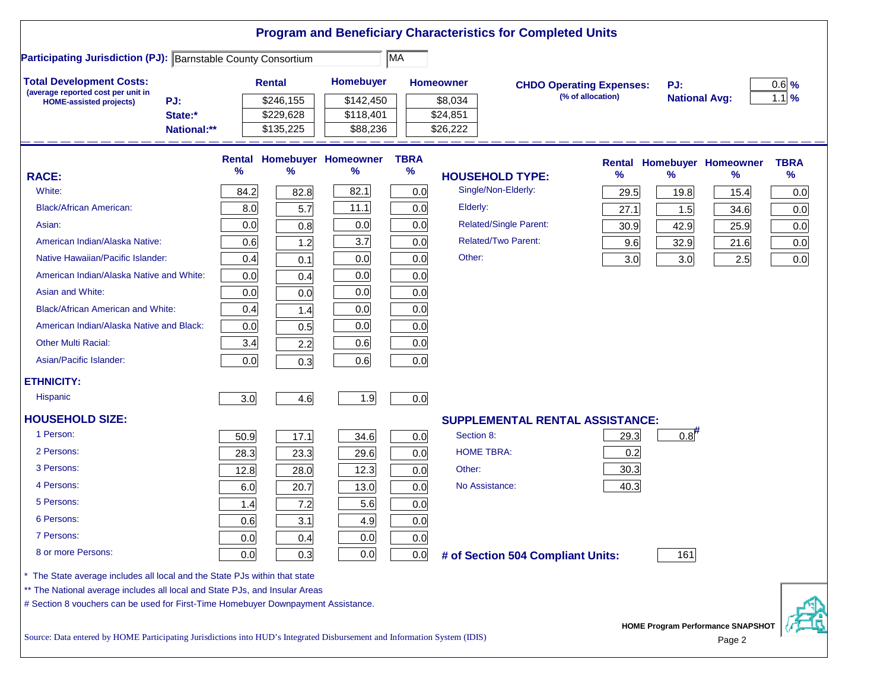# Program and Beneficiary Characteristics for Completed Units

**Participating Jurisdiction (PJ):** Barnstable County Consortium | MA

**Total Development Costs:**
(average reported cost per unit in HOME-assisted projects)

| | Rental | Homebuyer | Homeowner |
|---|---|---|---|
| PJ: | $246,155 | $142,450 | $8,034 |
| State:* | $229,628 | $118,401 | $24,851 |
| National:** | $135,225 | $88,236 | $26,222 |

**CHDO Operating Expenses:** (% of allocation)

| | |
|---|---|
| PJ: | 0.6 % |
| National Avg: | 1.1 % |

| RACE: | Rental % | Homebuyer % | Homeowner % | TBRA % |
|---|---|---|---|---|
| White: | 84.2 | 82.8 | 82.1 | 0.0 |
| Black/African American: | 8.0 | 5.7 | 11.1 | 0.0 |
| Asian: | 0.0 | 0.8 | 0.0 | 0.0 |
| American Indian/Alaska Native: | 0.6 | 1.2 | 3.7 | 0.0 |
| Native Hawaiian/Pacific Islander: | 0.4 | 0.1 | 0.0 | 0.0 |
| American Indian/Alaska Native and White: | 0.0 | 0.4 | 0.0 | 0.0 |
| Asian and White: | 0.0 | 0.0 | 0.0 | 0.0 |
| Black/African American and White: | 0.4 | 1.4 | 0.0 | 0.0 |
| American Indian/Alaska Native and Black: | 0.0 | 0.5 | 0.0 | 0.0 |
| Other Multi Racial: | 3.4 | 2.2 | 0.6 | 0.0 |
| Asian/Pacific Islander: | 0.0 | 0.3 | 0.6 | 0.0 |
| **ETHNICITY:** | | | | |
| Hispanic | 3.0 | 4.6 | 1.9 | 0.0 |
| **HOUSEHOLD SIZE:** | | | | |
| 1 Person: | 50.9 | 17.1 | 34.6 | 0.0 |
| 2 Persons: | 28.3 | 23.3 | 29.6 | 0.0 |
| 3 Persons: | 12.8 | 28.0 | 12.3 | 0.0 |
| 4 Persons: | 6.0 | 20.7 | 13.0 | 0.0 |
| 5 Persons: | 1.4 | 7.2 | 5.6 | 0.0 |
| 6 Persons: | 0.6 | 3.1 | 4.9 | 0.0 |
| 7 Persons: | 0.0 | 0.4 | 0.0 | 0.0 |
| 8 or more Persons: | 0.0 | 0.3 | 0.0 | 0.0 |

| HOUSEHOLD TYPE: | Rental % | Homebuyer % | Homeowner % | TBRA % |
|---|---|---|---|---|
| Single/Non-Elderly: | 29.5 | 19.8 | 15.4 | 0.0 |
| Elderly: | 27.1 | 1.5 | 34.6 | 0.0 |
| Related/Single Parent: | 30.9 | 42.9 | 25.9 | 0.0 |
| Related/Two Parent: | 9.6 | 32.9 | 21.6 | 0.0 |
| Other: | 3.0 | 3.0 | 2.5 | 0.0 |

| SUPPLEMENTAL RENTAL ASSISTANCE: | Rental % | Homebuyer % |
|---|---|---|
| Section 8: | 29.3 | 0.8# |
| HOME TBRA: | 0.2 | |
| Other: | 30.3 | |
| No Assistance: | 40.3 | |

**# of Section 504 Compliant Units:** 161

\* The State average includes all local and the State PJs within that state

\** The National average includes all local and State PJs, and Insular Areas

\# Section 8 vouchers can be used for First-Time Homebuyer Downpayment Assistance.

Source: Data entered by HOME Participating Jurisdictions into HUD's Integrated Disbursement and Information System (IDIS)

HOME Program Performance SNAPSHOT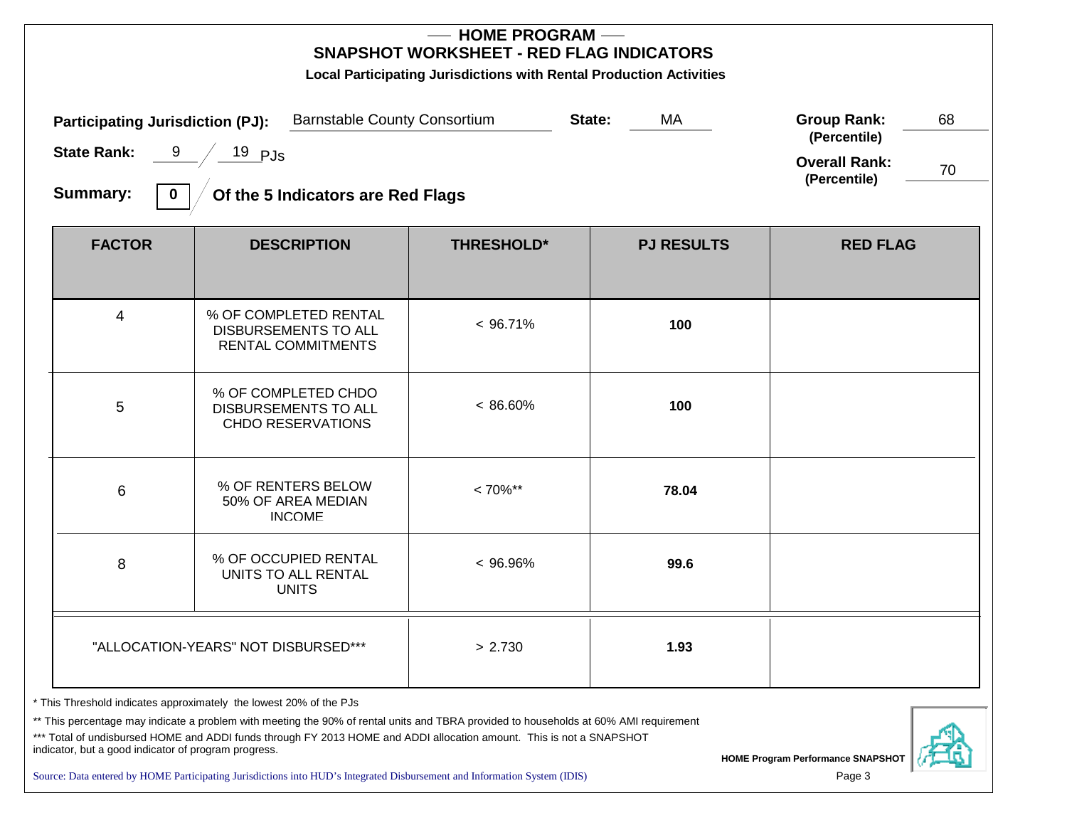# HOME PROGRAM

## SNAPSHOT WORKSHEET - RED FLAG INDICATORS

**Local Participating Jurisdictions with Rental Production Activities**

**Participating Jurisdiction (PJ):** Barnstable County Consortium **State:** MA **Group Rank:** 68 **(Percentile)**

**State Rank:** 9 / 19 PJs **Overall Rank:** 70 **(Percentile)**

**Summary:** 0 / **Of the 5 Indicators are Red Flags**

| FACTOR | DESCRIPTION | THRESHOLD* | PJ RESULTS | RED FLAG |
|---|---|---|---|---|
| 4 | % OF COMPLETED RENTAL DISBURSEMENTS TO ALL RENTAL COMMITMENTS | < 96.71% | **100** | |
| 5 | % OF COMPLETED CHDO DISBURSEMENTS TO ALL CHDO RESERVATIONS | < 86.60% | **100** | |
| 6 | % OF RENTERS BELOW 50% OF AREA MEDIAN INCOME | < 70%** | **78.04** | |
| 8 | % OF OCCUPIED RENTAL UNITS TO ALL RENTAL UNITS | < 96.96% | **99.6** | |
| "ALLOCATION-YEARS" NOT DISBURSED*** | | > 2.730 | **1.93** | |

* This Threshold indicates approximately the lowest 20% of the PJs

** This percentage may indicate a problem with meeting the 90% of rental units and TBRA provided to households at 60% AMI requirement

*** Total of undisbursed HOME and ADDI funds through FY 2013 HOME and ADDI allocation amount. This is not a SNAPSHOT indicator, but a good indicator of program progress.

**HOME Program Performance SNAPSHOT**

Source: Data entered by HOME Participating Jurisdictions into HUD's Integrated Disbursement and Information System (IDIS)